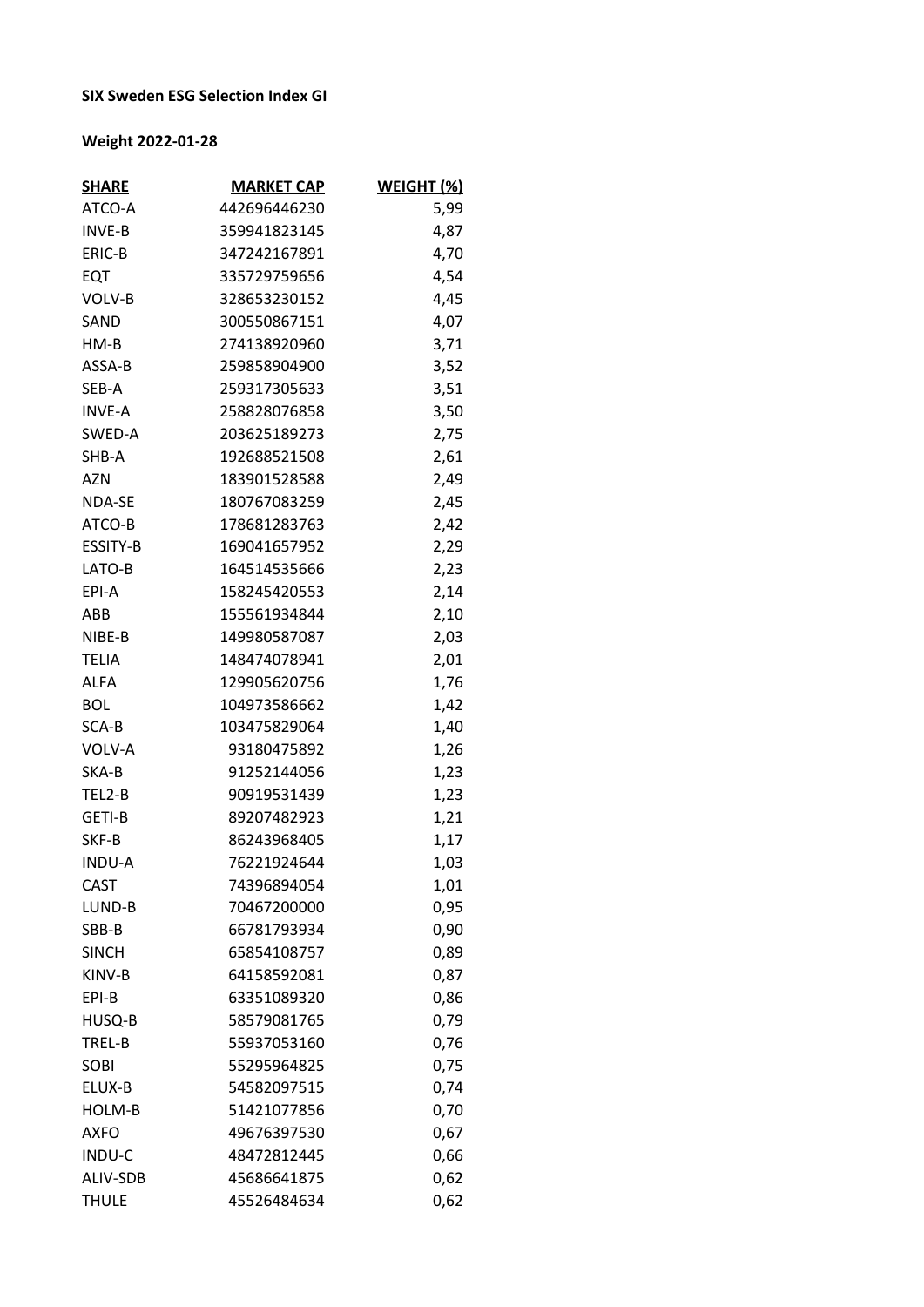**SIX Sweden ESG Selection Index GI**

**Weight 2022-01-28**

| SHARE | MARKET CAP | WEIGHT (%) |
|---|---:|---:|
| ATCO-A | 442696446230 | 5,99 |
| INVE-B | 359941823145 | 4,87 |
| ERIC-B | 347242167891 | 4,70 |
| EQT | 335729759656 | 4,54 |
| VOLV-B | 328653230152 | 4,45 |
| SAND | 300550867151 | 4,07 |
| HM-B | 274138920960 | 3,71 |
| ASSA-B | 259858904900 | 3,52 |
| SEB-A | 259317305633 | 3,51 |
| INVE-A | 258828076858 | 3,50 |
| SWED-A | 203625189273 | 2,75 |
| SHB-A | 192688521508 | 2,61 |
| AZN | 183901528588 | 2,49 |
| NDA-SE | 180767083259 | 2,45 |
| ATCO-B | 178681283763 | 2,42 |
| ESSITY-B | 169041657952 | 2,29 |
| LATO-B | 164514535666 | 2,23 |
| EPI-A | 158245420553 | 2,14 |
| ABB | 155561934844 | 2,10 |
| NIBE-B | 149980587087 | 2,03 |
| TELIA | 148474078941 | 2,01 |
| ALFA | 129905620756 | 1,76 |
| BOL | 104973586662 | 1,42 |
| SCA-B | 103475829064 | 1,40 |
| VOLV-A | 93180475892 | 1,26 |
| SKA-B | 91252144056 | 1,23 |
| TEL2-B | 90919531439 | 1,23 |
| GETI-B | 89207482923 | 1,21 |
| SKF-B | 86243968405 | 1,17 |
| INDU-A | 76221924644 | 1,03 |
| CAST | 74396894054 | 1,01 |
| LUND-B | 70467200000 | 0,95 |
| SBB-B | 66781793934 | 0,90 |
| SINCH | 65854108757 | 0,89 |
| KINV-B | 64158592081 | 0,87 |
| EPI-B | 63351089320 | 0,86 |
| HUSQ-B | 58579081765 | 0,79 |
| TREL-B | 55937053160 | 0,76 |
| SOBI | 55295964825 | 0,75 |
| ELUX-B | 54582097515 | 0,74 |
| HOLM-B | 51421077856 | 0,70 |
| AXFO | 49676397530 | 0,67 |
| INDU-C | 48472812445 | 0,66 |
| ALIV-SDB | 45686641875 | 0,62 |
| THULE | 45526484634 | 0,62 |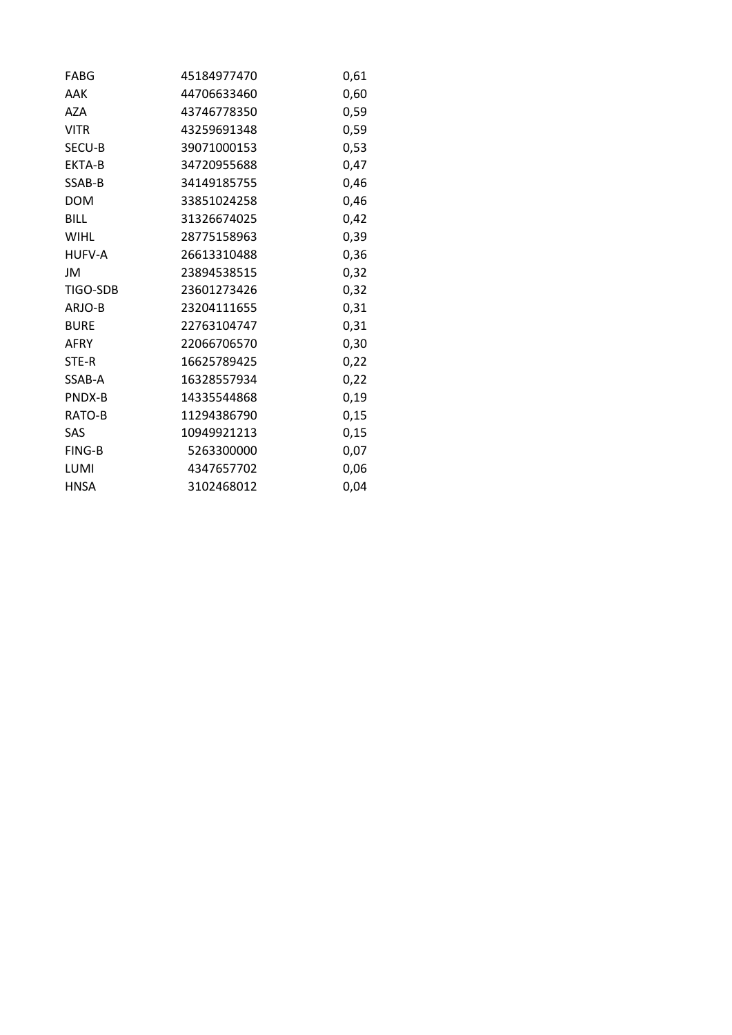| | | |
|---|---|---|
| FABG | 45184977470 | 0,61 |
| AAK | 44706633460 | 0,60 |
| AZA | 43746778350 | 0,59 |
| VITR | 43259691348 | 0,59 |
| SECU-B | 39071000153 | 0,53 |
| EKTA-B | 34720955688 | 0,47 |
| SSAB-B | 34149185755 | 0,46 |
| DOM | 33851024258 | 0,46 |
| BILL | 31326674025 | 0,42 |
| WIHL | 28775158963 | 0,39 |
| HUFV-A | 26613310488 | 0,36 |
| JM | 23894538515 | 0,32 |
| TIGO-SDB | 23601273426 | 0,32 |
| ARJO-B | 23204111655 | 0,31 |
| BURE | 22763104747 | 0,31 |
| AFRY | 22066706570 | 0,30 |
| STE-R | 16625789425 | 0,22 |
| SSAB-A | 16328557934 | 0,22 |
| PNDX-B | 14335544868 | 0,19 |
| RATO-B | 11294386790 | 0,15 |
| SAS | 10949921213 | 0,15 |
| FING-B | 5263300000 | 0,07 |
| LUMI | 4347657702 | 0,06 |
| HNSA | 3102468012 | 0,04 |